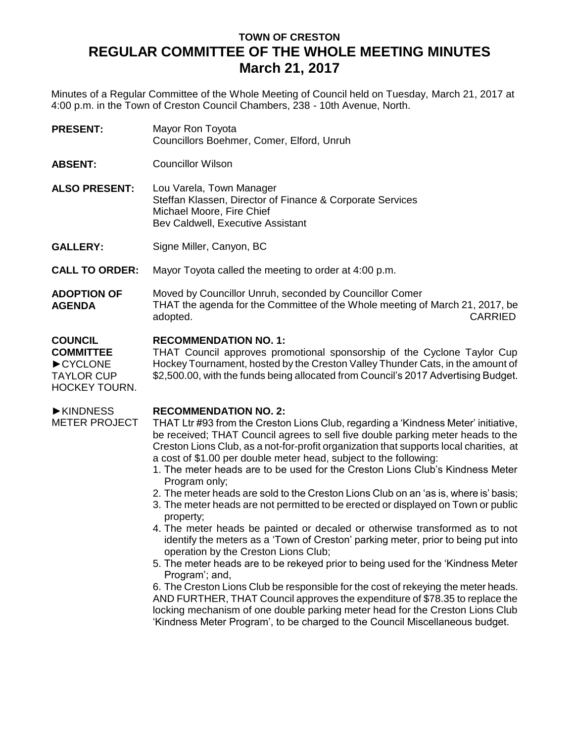**TOWN OF CRESTON**

# REGULAR COMMITTEE OF THE WHOLE MEETING MINUTES

## March 21, 2017

Minutes of a Regular Committee of the Whole Meeting of Council held on Tuesday, March 21, 2017 at 4:00 p.m. in the Town of Creston Council Chambers, 238 - 10th Avenue, North.

**PRESENT:** Mayor Ron Toyota
Councillors Boehmer, Comer, Elford, Unruh

**ABSENT:** Councillor Wilson

**ALSO PRESENT:** Lou Varela, Town Manager
Steffan Klassen, Director of Finance & Corporate Services
Michael Moore, Fire Chief
Bev Caldwell, Executive Assistant

**GALLERY:** Signe Miller, Canyon, BC

**CALL TO ORDER:** Mayor Toyota called the meeting to order at 4:00 p.m.

**ADOPTION OF AGENDA**

Moved by Councillor Unruh, seconded by Councillor Comer
THAT the agenda for the Committee of the Whole meeting of March 21, 2017, be adopted. CARRIED

**COUNCIL COMMITTEE**
►CYCLONE TAYLOR CUP HOCKEY TOURN.

**RECOMMENDATION NO. 1:**
THAT Council approves promotional sponsorship of the Cyclone Taylor Cup Hockey Tournament, hosted by the Creston Valley Thunder Cats, in the amount of $2,500.00, with the funds being allocated from Council's 2017 Advertising Budget.

►KINDNESS METER PROJECT

**RECOMMENDATION NO. 2:**
THAT Ltr #93 from the Creston Lions Club, regarding a 'Kindness Meter' initiative, be received; THAT Council agrees to sell five double parking meter heads to the Creston Lions Club, as a not-for-profit organization that supports local charities, at a cost of $1.00 per double meter head, subject to the following:

1. The meter heads are to be used for the Creston Lions Club's Kindness Meter Program only;
2. The meter heads are sold to the Creston Lions Club on an 'as is, where is' basis;
3. The meter heads are not permitted to be erected or displayed on Town or public property;
4. The meter heads be painted or decaled or otherwise transformed as to not identify the meters as a 'Town of Creston' parking meter, prior to being put into operation by the Creston Lions Club;
5. The meter heads are to be rekeyed prior to being used for the 'Kindness Meter Program'; and,
6. The Creston Lions Club be responsible for the cost of rekeying the meter heads.

AND FURTHER, THAT Council approves the expenditure of $78.35 to replace the locking mechanism of one double parking meter head for the Creston Lions Club 'Kindness Meter Program', to be charged to the Council Miscellaneous budget.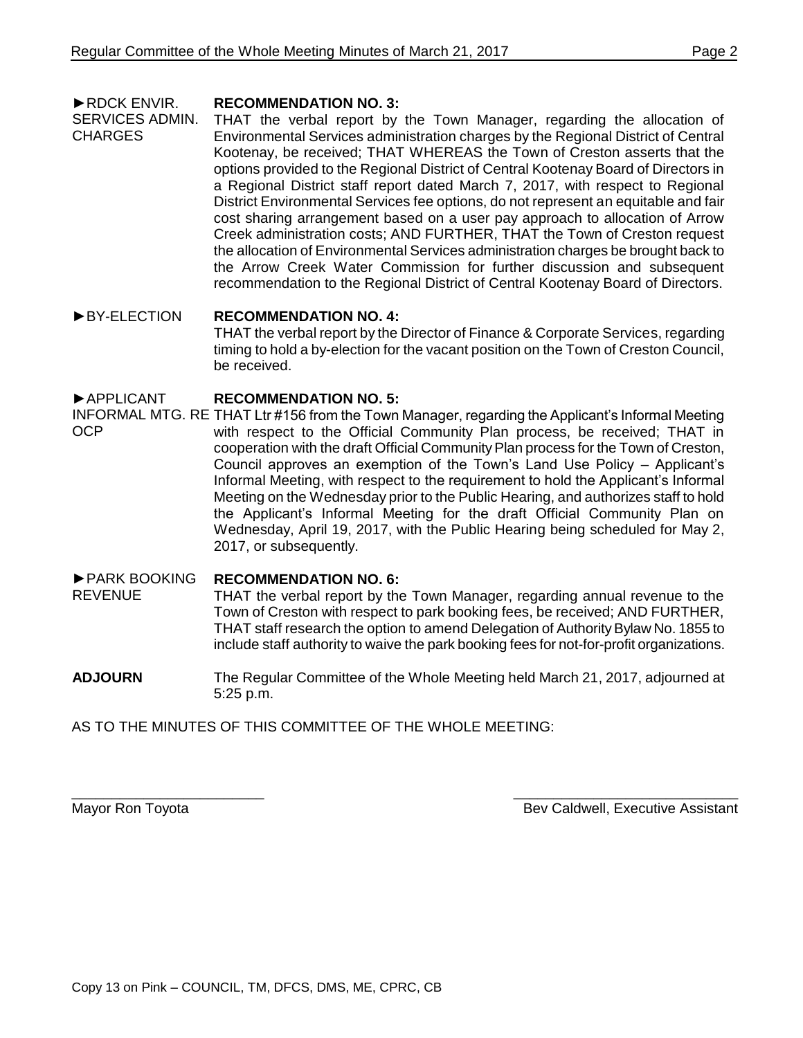►RDCK ENVIR. SERVICES ADMIN. CHARGES

**RECOMMENDATION NO. 3:**

THAT the verbal report by the Town Manager, regarding the allocation of Environmental Services administration charges by the Regional District of Central Kootenay, be received; THAT WHEREAS the Town of Creston asserts that the options provided to the Regional District of Central Kootenay Board of Directors in a Regional District staff report dated March 7, 2017, with respect to Regional District Environmental Services fee options, do not represent an equitable and fair cost sharing arrangement based on a user pay approach to allocation of Arrow Creek administration costs; AND FURTHER, THAT the Town of Creston request the allocation of Environmental Services administration charges be brought back to the Arrow Creek Water Commission for further discussion and subsequent recommendation to the Regional District of Central Kootenay Board of Directors.

►BY-ELECTION

**RECOMMENDATION NO. 4:**

THAT the verbal report by the Director of Finance & Corporate Services, regarding timing to hold a by-election for the vacant position on the Town of Creston Council, be received.

►APPLICANT INFORMAL MTG. RE OCP

**RECOMMENDATION NO. 5:**

THAT Ltr #156 from the Town Manager, regarding the Applicant's Informal Meeting with respect to the Official Community Plan process, be received; THAT in cooperation with the draft Official Community Plan process for the Town of Creston, Council approves an exemption of the Town's Land Use Policy – Applicant's Informal Meeting, with respect to the requirement to hold the Applicant's Informal Meeting on the Wednesday prior to the Public Hearing, and authorizes staff to hold the Applicant's Informal Meeting for the draft Official Community Plan on Wednesday, April 19, 2017, with the Public Hearing being scheduled for May 2, 2017, or subsequently.

►PARK BOOKING REVENUE

**RECOMMENDATION NO. 6:**

THAT the verbal report by the Town Manager, regarding annual revenue to the Town of Creston with respect to park booking fees, be received; AND FURTHER, THAT staff research the option to amend Delegation of Authority Bylaw No. 1855 to include staff authority to waive the park booking fees for not-for-profit organizations.

**ADJOURN**

The Regular Committee of the Whole Meeting held March 21, 2017, adjourned at 5:25 p.m.

AS TO THE MINUTES OF THIS COMMITTEE OF THE WHOLE MEETING:

\_\_\_\_\_\_\_\_\_\_\_\_\_\_\_\_\_\_\_\_\_\_\_\_
Mayor Ron Toyota

\_\_\_\_\_\_\_\_\_\_\_\_\_\_\_\_\_\_\_\_\_\_\_\_
Bev Caldwell, Executive Assistant

Copy 13 on Pink – COUNCIL, TM, DFCS, DMS, ME, CPRC, CB